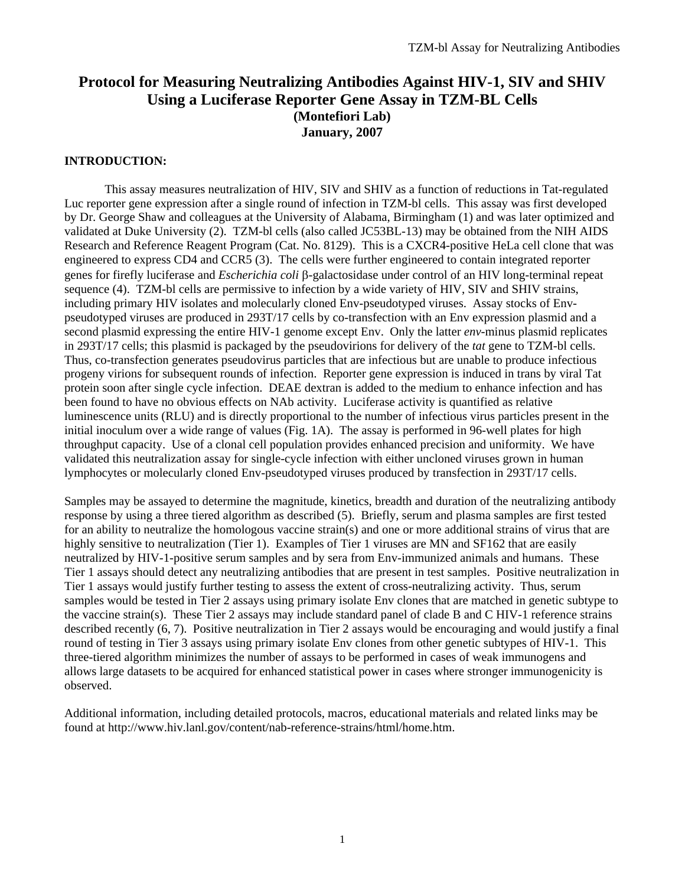# Protocol for Measuring Neutralizing Antibodies Against HIV-1, SIV and SHIV Using a Luciferase Reporter Gene Assay in TZM-BL Cells

**(Montefiori Lab)**
**January, 2007**

## INTRODUCTION:

This assay measures neutralization of HIV, SIV and SHIV as a function of reductions in Tat-regulated Luc reporter gene expression after a single round of infection in TZM-bl cells. This assay was first developed by Dr. George Shaw and colleagues at the University of Alabama, Birmingham (1) and was later optimized and validated at Duke University (2). TZM-bl cells (also called JC53BL-13) may be obtained from the NIH AIDS Research and Reference Reagent Program (Cat. No. 8129). This is a CXCR4-positive HeLa cell clone that was engineered to express CD4 and CCR5 (3). The cells were further engineered to contain integrated reporter genes for firefly luciferase and *Escherichia coli* β-galactosidase under control of an HIV long-terminal repeat sequence (4). TZM-bl cells are permissive to infection by a wide variety of HIV, SIV and SHIV strains, including primary HIV isolates and molecularly cloned Env-pseudotyped viruses. Assay stocks of Env-pseudotyped viruses are produced in 293T/17 cells by co-transfection with an Env expression plasmid and a second plasmid expressing the entire HIV-1 genome except Env. Only the latter *env*-minus plasmid replicates in 293T/17 cells; this plasmid is packaged by the pseudovirions for delivery of the *tat* gene to TZM-bl cells. Thus, co-transfection generates pseudovirus particles that are infectious but are unable to produce infectious progeny virions for subsequent rounds of infection. Reporter gene expression is induced in trans by viral Tat protein soon after single cycle infection. DEAE dextran is added to the medium to enhance infection and has been found to have no obvious effects on NAb activity. Luciferase activity is quantified as relative luminescence units (RLU) and is directly proportional to the number of infectious virus particles present in the initial inoculum over a wide range of values (Fig. 1A). The assay is performed in 96-well plates for high throughput capacity. Use of a clonal cell population provides enhanced precision and uniformity. We have validated this neutralization assay for single-cycle infection with either uncloned viruses grown in human lymphocytes or molecularly cloned Env-pseudotyped viruses produced by transfection in 293T/17 cells.

Samples may be assayed to determine the magnitude, kinetics, breadth and duration of the neutralizing antibody response by using a three tiered algorithm as described (5). Briefly, serum and plasma samples are first tested for an ability to neutralize the homologous vaccine strain(s) and one or more additional strains of virus that are highly sensitive to neutralization (Tier 1). Examples of Tier 1 viruses are MN and SF162 that are easily neutralized by HIV-1-positive serum samples and by sera from Env-immunized animals and humans. These Tier 1 assays should detect any neutralizing antibodies that are present in test samples. Positive neutralization in Tier 1 assays would justify further testing to assess the extent of cross-neutralizing activity. Thus, serum samples would be tested in Tier 2 assays using primary isolate Env clones that are matched in genetic subtype to the vaccine strain(s). These Tier 2 assays may include standard panel of clade B and C HIV-1 reference strains described recently (6, 7). Positive neutralization in Tier 2 assays would be encouraging and would justify a final round of testing in Tier 3 assays using primary isolate Env clones from other genetic subtypes of HIV-1. This three-tiered algorithm minimizes the number of assays to be performed in cases of weak immunogens and allows large datasets to be acquired for enhanced statistical power in cases where stronger immunogenicity is observed.

Additional information, including detailed protocols, macros, educational materials and related links may be found at http://www.hiv.lanl.gov/content/nab-reference-strains/html/home.htm.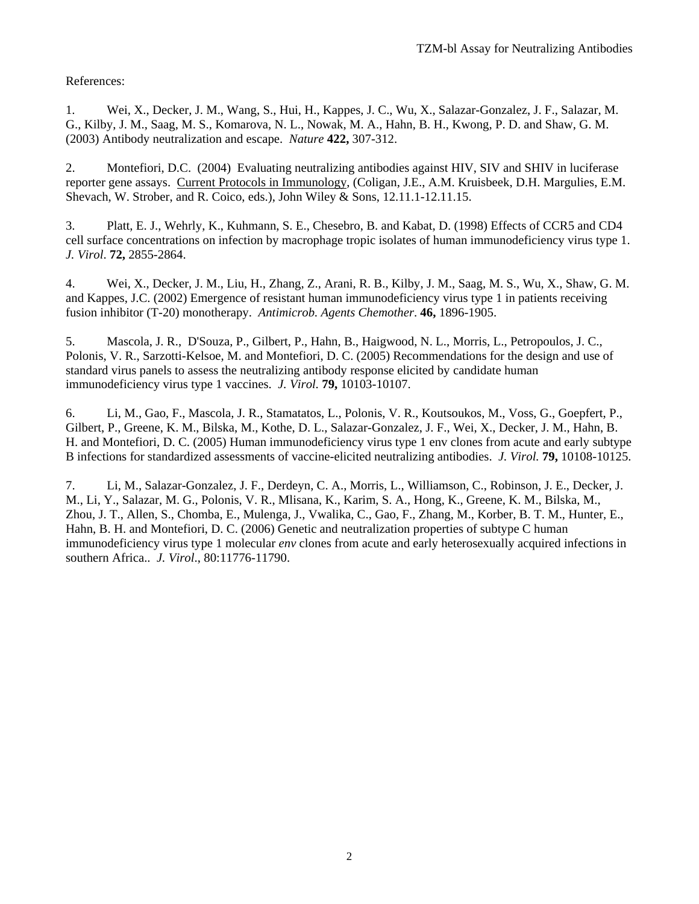References:

1. Wei, X., Decker, J. M., Wang, S., Hui, H., Kappes, J. C., Wu, X., Salazar-Gonzalez, J. F., Salazar, M. G., Kilby, J. M., Saag, M. S., Komarova, N. L., Nowak, M. A., Hahn, B. H., Kwong, P. D. and Shaw, G. M. (2003) Antibody neutralization and escape. *Nature* **422,** 307-312.

2. Montefiori, D.C. (2004) Evaluating neutralizing antibodies against HIV, SIV and SHIV in luciferase reporter gene assays. Current Protocols in Immunology, (Coligan, J.E., A.M. Kruisbeek, D.H. Margulies, E.M. Shevach, W. Strober, and R. Coico, eds.), John Wiley & Sons, 12.11.1-12.11.15.

3. Platt, E. J., Wehrly, K., Kuhmann, S. E., Chesebro, B. and Kabat, D. (1998) Effects of CCR5 and CD4 cell surface concentrations on infection by macrophage tropic isolates of human immunodeficiency virus type 1. *J. Virol*. **72,** 2855-2864.

4. Wei, X., Decker, J. M., Liu, H., Zhang, Z., Arani, R. B., Kilby, J. M., Saag, M. S., Wu, X., Shaw, G. M. and Kappes, J.C. (2002) Emergence of resistant human immunodeficiency virus type 1 in patients receiving fusion inhibitor (T-20) monotherapy. *Antimicrob. Agents Chemother*. **46,** 1896-1905.

5. Mascola, J. R., D'Souza, P., Gilbert, P., Hahn, B., Haigwood, N. L., Morris, L., Petropoulos, J. C., Polonis, V. R., Sarzotti-Kelsoe, M. and Montefiori, D. C. (2005) Recommendations for the design and use of standard virus panels to assess the neutralizing antibody response elicited by candidate human immunodeficiency virus type 1 vaccines. *J. Virol.* **79,** 10103-10107.

6. Li, M., Gao, F., Mascola, J. R., Stamatatos, L., Polonis, V. R., Koutsoukos, M., Voss, G., Goepfert, P., Gilbert, P., Greene, K. M., Bilska, M., Kothe, D. L., Salazar-Gonzalez, J. F., Wei, X., Decker, J. M., Hahn, B. H. and Montefiori, D. C. (2005) Human immunodeficiency virus type 1 env clones from acute and early subtype B infections for standardized assessments of vaccine-elicited neutralizing antibodies. *J. Virol.* **79,** 10108-10125.

7. Li, M., Salazar-Gonzalez, J. F., Derdeyn, C. A., Morris, L., Williamson, C., Robinson, J. E., Decker, J. M., Li, Y., Salazar, M. G., Polonis, V. R., Mlisana, K., Karim, S. A., Hong, K., Greene, K. M., Bilska, M., Zhou, J. T., Allen, S., Chomba, E., Mulenga, J., Vwalika, C., Gao, F., Zhang, M., Korber, B. T. M., Hunter, E., Hahn, B. H. and Montefiori, D. C. (2006) Genetic and neutralization properties of subtype C human immunodeficiency virus type 1 molecular *env* clones from acute and early heterosexually acquired infections in southern Africa.. *J. Virol*., 80:11776-11790.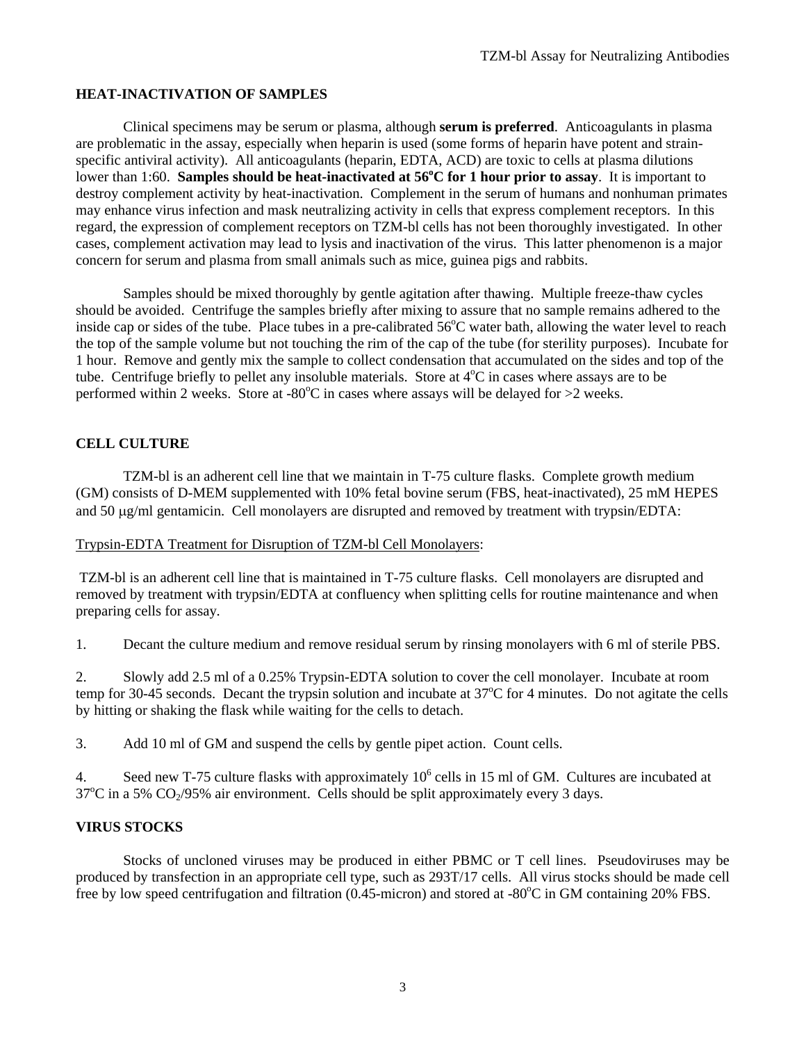## HEAT-INACTIVATION OF SAMPLES

Clinical specimens may be serum or plasma, although **serum is preferred**. Anticoagulants in plasma are problematic in the assay, especially when heparin is used (some forms of heparin have potent and strain-specific antiviral activity). All anticoagulants (heparin, EDTA, ACD) are toxic to cells at plasma dilutions lower than 1:60. **Samples should be heat-inactivated at 56$^o$C for 1 hour prior to assay**. It is important to destroy complement activity by heat-inactivation. Complement in the serum of humans and nonhuman primates may enhance virus infection and mask neutralizing activity in cells that express complement receptors. In this regard, the expression of complement receptors on TZM-bl cells has not been thoroughly investigated. In other cases, complement activation may lead to lysis and inactivation of the virus. This latter phenomenon is a major concern for serum and plasma from small animals such as mice, guinea pigs and rabbits.

Samples should be mixed thoroughly by gentle agitation after thawing. Multiple freeze-thaw cycles should be avoided. Centrifuge the samples briefly after mixing to assure that no sample remains adhered to the inside cap or sides of the tube. Place tubes in a pre-calibrated 56$^o$C water bath, allowing the water level to reach the top of the sample volume but not touching the rim of the cap of the tube (for sterility purposes). Incubate for 1 hour. Remove and gently mix the sample to collect condensation that accumulated on the sides and top of the tube. Centrifuge briefly to pellet any insoluble materials. Store at 4$^o$C in cases where assays are to be performed within 2 weeks. Store at -80$^o$C in cases where assays will be delayed for >2 weeks.

## CELL CULTURE

TZM-bl is an adherent cell line that we maintain in T-75 culture flasks. Complete growth medium (GM) consists of D-MEM supplemented with 10% fetal bovine serum (FBS, heat-inactivated), 25 mM HEPES and 50 μg/ml gentamicin. Cell monolayers are disrupted and removed by treatment with trypsin/EDTA:

Trypsin-EDTA Treatment for Disruption of TZM-bl Cell Monolayers:

TZM-bl is an adherent cell line that is maintained in T-75 culture flasks. Cell monolayers are disrupted and removed by treatment with trypsin/EDTA at confluency when splitting cells for routine maintenance and when preparing cells for assay.

1. Decant the culture medium and remove residual serum by rinsing monolayers with 6 ml of sterile PBS.

2. Slowly add 2.5 ml of a 0.25% Trypsin-EDTA solution to cover the cell monolayer. Incubate at room temp for 30-45 seconds. Decant the trypsin solution and incubate at 37$^o$C for 4 minutes. Do not agitate the cells by hitting or shaking the flask while waiting for the cells to detach.

3. Add 10 ml of GM and suspend the cells by gentle pipet action. Count cells.

4. Seed new T-75 culture flasks with approximately $10^6$ cells in 15 ml of GM. Cultures are incubated at 37$^o$C in a 5% $CO_2$/95% air environment. Cells should be split approximately every 3 days.

## VIRUS STOCKS

Stocks of uncloned viruses may be produced in either PBMC or T cell lines. Pseudoviruses may be produced by transfection in an appropriate cell type, such as 293T/17 cells. All virus stocks should be made cell free by low speed centrifugation and filtration (0.45-micron) and stored at -80$^o$C in GM containing 20% FBS.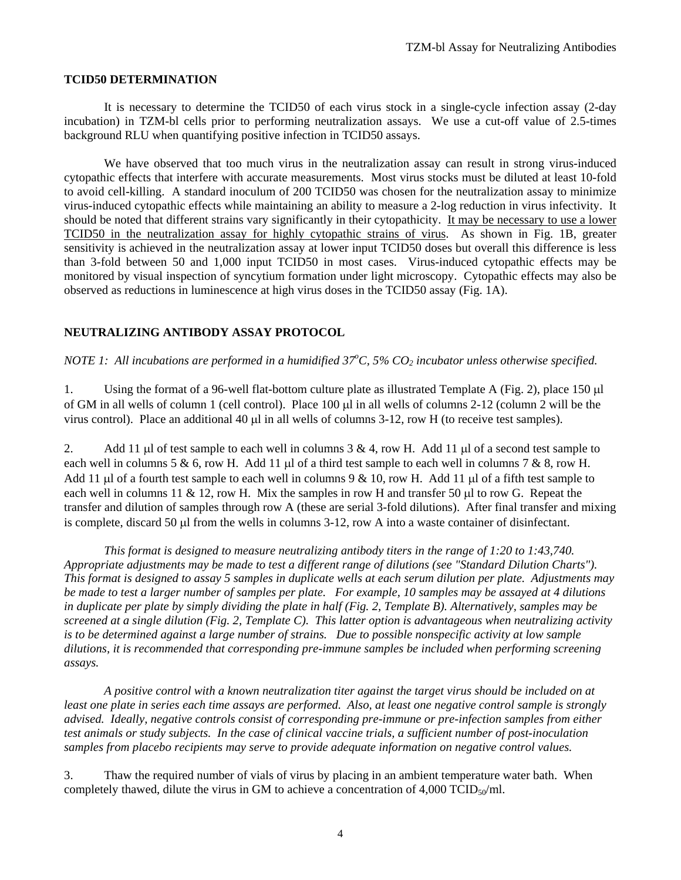## TCID50 DETERMINATION

It is necessary to determine the TCID50 of each virus stock in a single-cycle infection assay (2-day incubation) in TZM-bl cells prior to performing neutralization assays. We use a cut-off value of 2.5-times background RLU when quantifying positive infection in TCID50 assays.

We have observed that too much virus in the neutralization assay can result in strong virus-induced cytopathic effects that interfere with accurate measurements. Most virus stocks must be diluted at least 10-fold to avoid cell-killing. A standard inoculum of 200 TCID50 was chosen for the neutralization assay to minimize virus-induced cytopathic effects while maintaining an ability to measure a 2-log reduction in virus infectivity. It should be noted that different strains vary significantly in their cytopathicity. <u>It may be necessary to use a lower TCID50 in the neutralization assay for highly cytopathic strains of virus</u>. As shown in Fig. 1B, greater sensitivity is achieved in the neutralization assay at lower input TCID50 doses but overall this difference is less than 3-fold between 50 and 1,000 input TCID50 in most cases. Virus-induced cytopathic effects may be monitored by visual inspection of syncytium formation under light microscopy. Cytopathic effects may also be observed as reductions in luminescence at high virus doses in the TCID50 assay (Fig. 1A).

## NEUTRALIZING ANTIBODY ASSAY PROTOCOL

*NOTE 1: All incubations are performed in a humidified 37°C, 5% $CO_2$ incubator unless otherwise specified.*

1. Using the format of a 96-well flat-bottom culture plate as illustrated Template A (Fig. 2), place 150 µl of GM in all wells of column 1 (cell control). Place 100 µl in all wells of columns 2-12 (column 2 will be the virus control). Place an additional 40 µl in all wells of columns 3-12, row H (to receive test samples).

2. Add 11 µl of test sample to each well in columns 3 & 4, row H. Add 11 µl of a second test sample to each well in columns 5 & 6, row H. Add 11 µl of a third test sample to each well in columns 7 & 8, row H. Add 11 µl of a fourth test sample to each well in columns 9 & 10, row H. Add 11 µl of a fifth test sample to each well in columns 11 & 12, row H. Mix the samples in row H and transfer 50 µl to row G. Repeat the transfer and dilution of samples through row A (these are serial 3-fold dilutions). After final transfer and mixing is complete, discard 50 µl from the wells in columns 3-12, row A into a waste container of disinfectant.

*This format is designed to measure neutralizing antibody titers in the range of 1:20 to 1:43,740. Appropriate adjustments may be made to test a different range of dilutions (see "Standard Dilution Charts"). This format is designed to assay 5 samples in duplicate wells at each serum dilution per plate. Adjustments may be made to test a larger number of samples per plate. For example, 10 samples may be assayed at 4 dilutions in duplicate per plate by simply dividing the plate in half (Fig. 2, Template B). Alternatively, samples may be screened at a single dilution (Fig. 2, Template C). This latter option is advantageous when neutralizing activity is to be determined against a large number of strains. Due to possible nonspecific activity at low sample dilutions, it is recommended that corresponding pre-immune samples be included when performing screening assays.*

*A positive control with a known neutralization titer against the target virus should be included on at least one plate in series each time assays are performed. Also, at least one negative control sample is strongly advised. Ideally, negative controls consist of corresponding pre-immune or pre-infection samples from either test animals or study subjects. In the case of clinical vaccine trials, a sufficient number of post-inoculation samples from placebo recipients may serve to provide adequate information on negative control values.*

3. Thaw the required number of vials of virus by placing in an ambient temperature water bath. When completely thawed, dilute the virus in GM to achieve a concentration of 4,000 $TCID_{50}$/ml.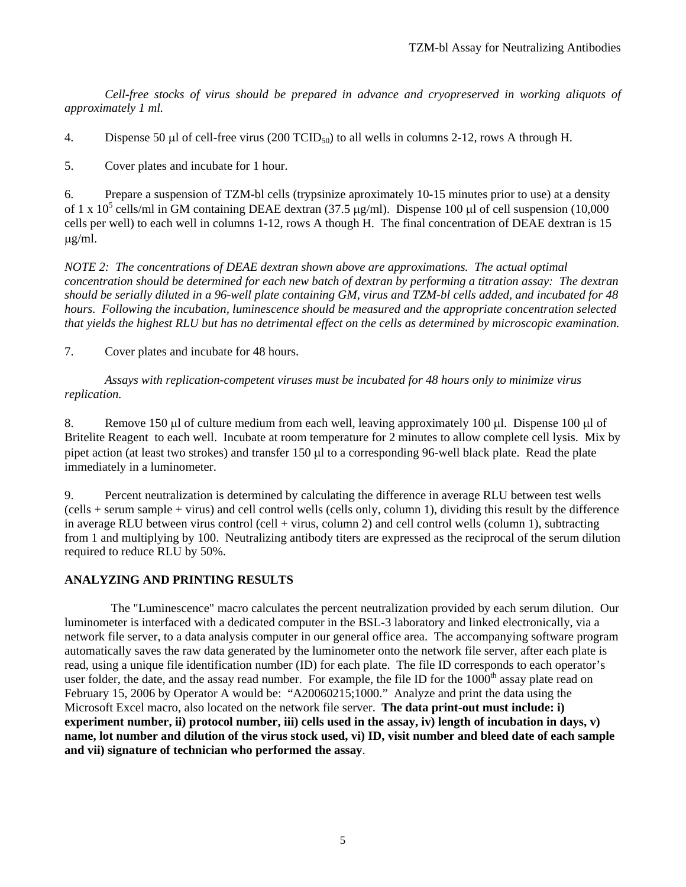*Cell-free stocks of virus should be prepared in advance and cryopreserved in working aliquots of approximately 1 ml.*

4. Dispense 50 μl of cell-free virus (200 $TCID_{50}$) to all wells in columns 2-12, rows A through H.

5. Cover plates and incubate for 1 hour.

6. Prepare a suspension of TZM-bl cells (trypsinize aproximately 10-15 minutes prior to use) at a density of 1 x $10^5$ cells/ml in GM containing DEAE dextran (37.5 μg/ml). Dispense 100 μl of cell suspension (10,000 cells per well) to each well in columns 1-12, rows A though H. The final concentration of DEAE dextran is 15 μg/ml.

*NOTE 2: The concentrations of DEAE dextran shown above are approximations. The actual optimal concentration should be determined for each new batch of dextran by performing a titration assay: The dextran should be serially diluted in a 96-well plate containing GM, virus and TZM-bl cells added, and incubated for 48 hours. Following the incubation, luminescence should be measured and the appropriate concentration selected that yields the highest RLU but has no detrimental effect on the cells as determined by microscopic examination.*

7. Cover plates and incubate for 48 hours.

*Assays with replication-competent viruses must be incubated for 48 hours only to minimize virus replication.*

8. Remove 150 μl of culture medium from each well, leaving approximately 100 μl. Dispense 100 μl of Britelite Reagent to each well. Incubate at room temperature for 2 minutes to allow complete cell lysis. Mix by pipet action (at least two strokes) and transfer 150 μl to a corresponding 96-well black plate. Read the plate immediately in a luminometer.

9. Percent neutralization is determined by calculating the difference in average RLU between test wells (cells + serum sample + virus) and cell control wells (cells only, column 1), dividing this result by the difference in average RLU between virus control (cell + virus, column 2) and cell control wells (column 1), subtracting from 1 and multiplying by 100. Neutralizing antibody titers are expressed as the reciprocal of the serum dilution required to reduce RLU by 50%.

## ANALYZING AND PRINTING RESULTS

The "Luminescence" macro calculates the percent neutralization provided by each serum dilution. Our luminometer is interfaced with a dedicated computer in the BSL-3 laboratory and linked electronically, via a network file server, to a data analysis computer in our general office area. The accompanying software program automatically saves the raw data generated by the luminometer onto the network file server, after each plate is read, using a unique file identification number (ID) for each plate. The file ID corresponds to each operator's user folder, the date, and the assay read number. For example, the file ID for the 1000th assay plate read on February 15, 2006 by Operator A would be: "A20060215;1000." Analyze and print the data using the Microsoft Excel macro, also located on the network file server. **The data print-out must include: i) experiment number, ii) protocol number, iii) cells used in the assay, iv) length of incubation in days, v) name, lot number and dilution of the virus stock used, vi) ID, visit number and bleed date of each sample and vii) signature of technician who performed the assay**.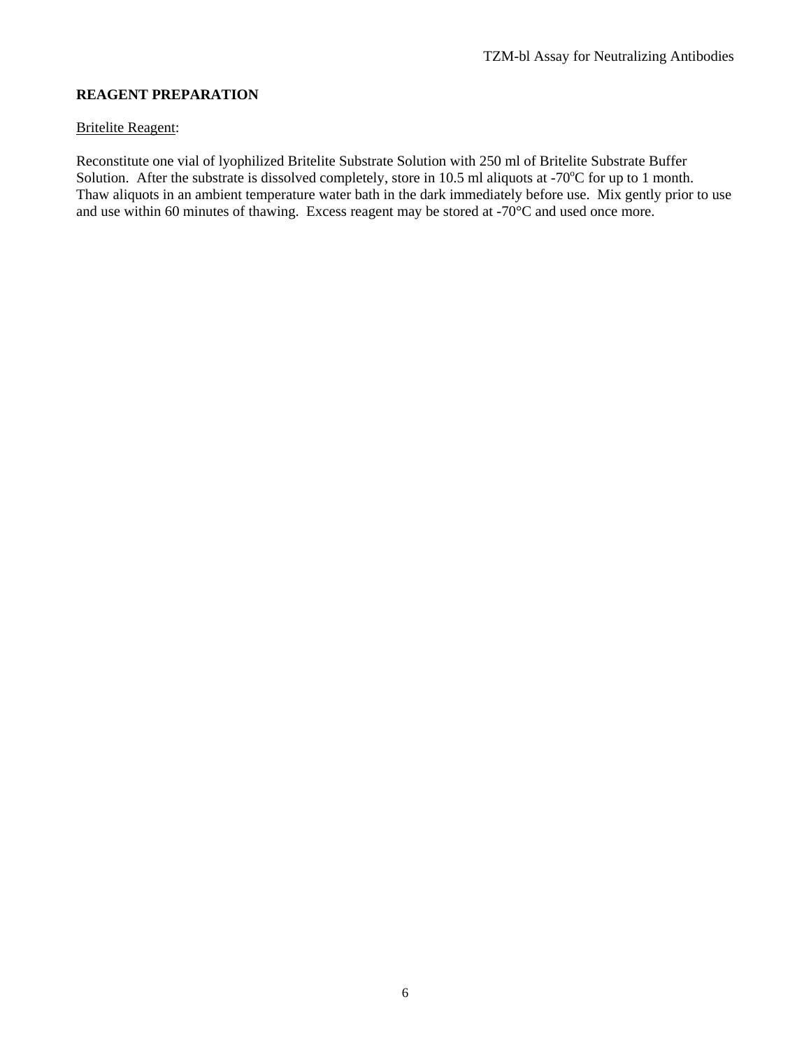**REAGENT PREPARATION**

Britelite Reagent:

Reconstitute one vial of lyophilized Britelite Substrate Solution with 250 ml of Britelite Substrate Buffer Solution. After the substrate is dissolved completely, store in 10.5 ml aliquots at -70$^{o}$C for up to 1 month. Thaw aliquots in an ambient temperature water bath in the dark immediately before use. Mix gently prior to use and use within 60 minutes of thawing. Excess reagent may be stored at -70°C and used once more.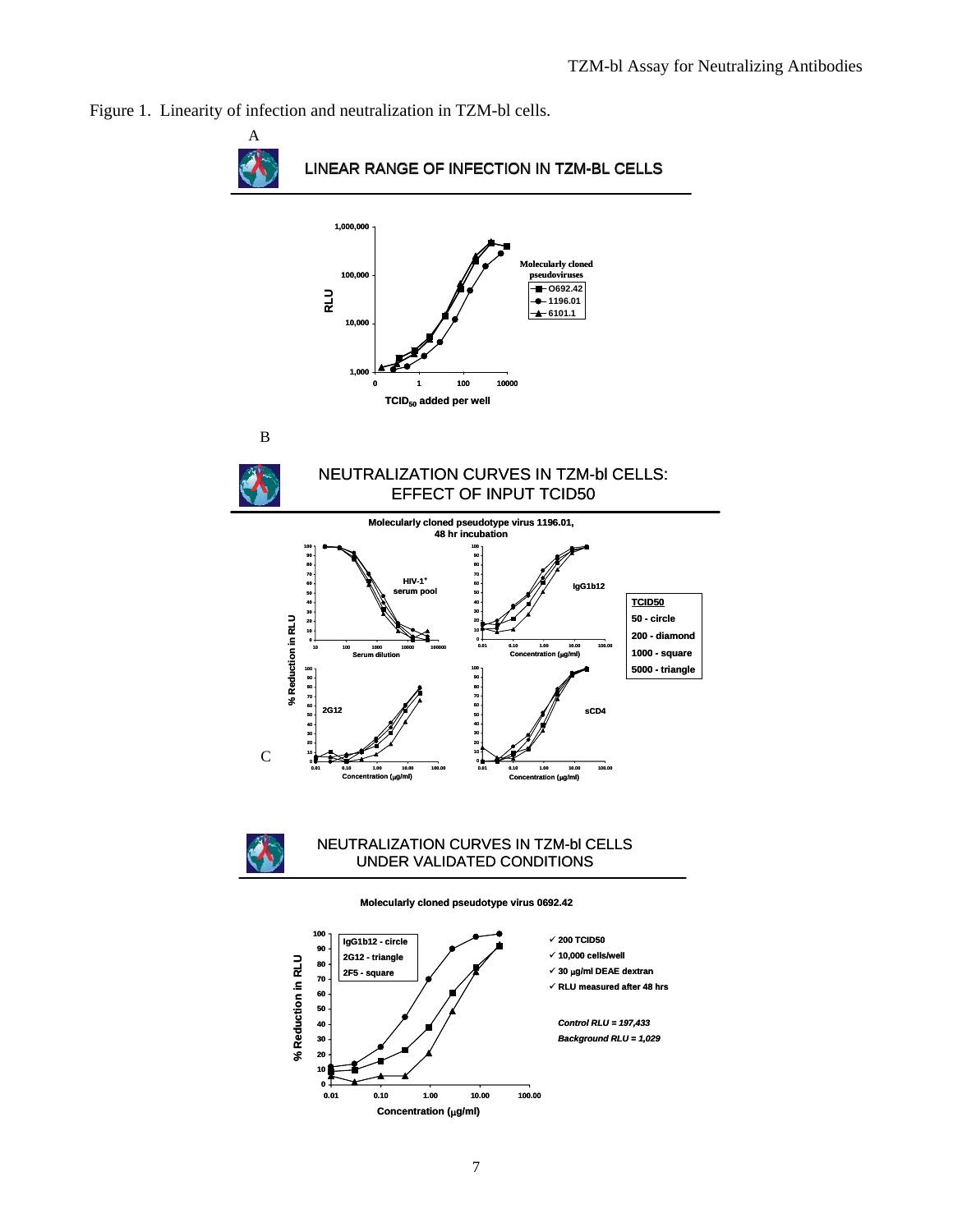Figure 1. Linearity of infection and neutralization in TZM-bl cells.

A

LINEAR RANGE OF INFECTION IN TZM-BL CELLS

B

NEUTRALIZATION CURVES IN TZM-bl CELLS: EFFECT OF INPUT TCID50

C

NEUTRALIZATION CURVES IN TZM-bl CELLS UNDER VALIDATED CONDITIONS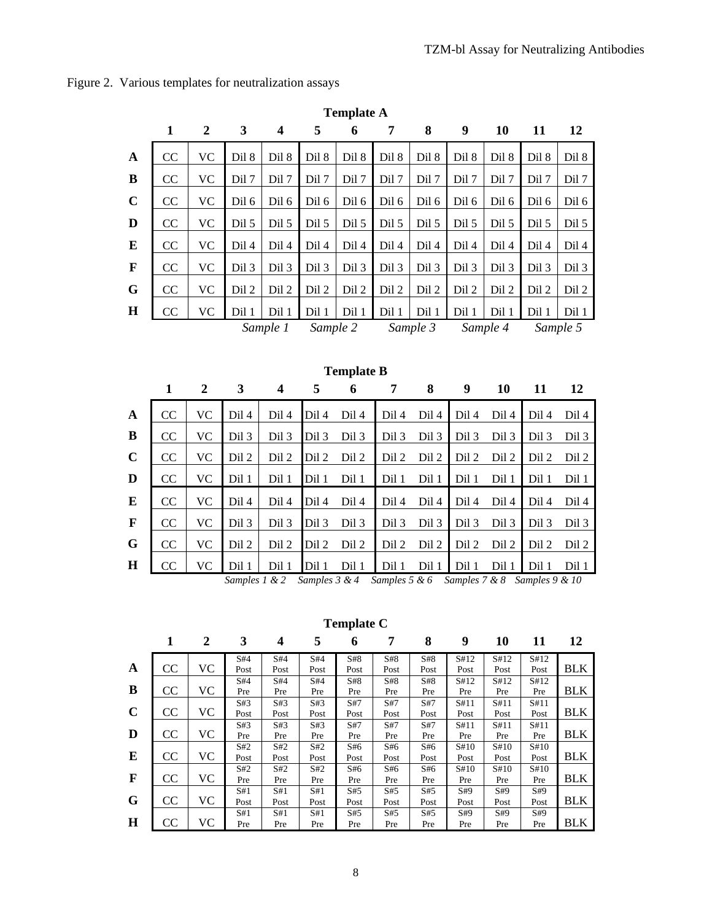Figure 2. Various templates for neutralization assays

**Template A**

| | 1 | 2 | 3 | 4 | 5 | 6 | 7 | 8 | 9 | 10 | 11 | 12 |
|---|---|---|---|---|---|---|---|---|---|---|---|---|
| **A** | CC | VC | Dil 8 | Dil 8 | Dil 8 | Dil 8 | Dil 8 | Dil 8 | Dil 8 | Dil 8 | Dil 8 | Dil 8 |
| **B** | CC | VC | Dil 7 | Dil 7 | Dil 7 | Dil 7 | Dil 7 | Dil 7 | Dil 7 | Dil 7 | Dil 7 | Dil 7 |
| **C** | CC | VC | Dil 6 | Dil 6 | Dil 6 | Dil 6 | Dil 6 | Dil 6 | Dil 6 | Dil 6 | Dil 6 | Dil 6 |
| **D** | CC | VC | Dil 5 | Dil 5 | Dil 5 | Dil 5 | Dil 5 | Dil 5 | Dil 5 | Dil 5 | Dil 5 | Dil 5 |
| **E** | CC | VC | Dil 4 | Dil 4 | Dil 4 | Dil 4 | Dil 4 | Dil 4 | Dil 4 | Dil 4 | Dil 4 | Dil 4 |
| **F** | CC | VC | Dil 3 | Dil 3 | Dil 3 | Dil 3 | Dil 3 | Dil 3 | Dil 3 | Dil 3 | Dil 3 | Dil 3 |
| **G** | CC | VC | Dil 2 | Dil 2 | Dil 2 | Dil 2 | Dil 2 | Dil 2 | Dil 2 | Dil 2 | Dil 2 | Dil 2 |
| **H** | CC | VC | Dil 1 | Dil 1 | Dil 1 | Dil 1 | Dil 1 | Dil 1 | Dil 1 | Dil 1 | Dil 1 | Dil 1 |
| | | | *Sample 1* | | *Sample 2* | | *Sample 3* | | *Sample 4* | | *Sample 5* | |

**Template B**

| | 1 | 2 | 3 | 4 | 5 | 6 | 7 | 8 | 9 | 10 | 11 | 12 |
|---|---|---|---|---|---|---|---|---|---|---|---|---|
| **A** | CC | VC | Dil 4 | Dil 4 | Dil 4 | Dil 4 | Dil 4 | Dil 4 | Dil 4 | Dil 4 | Dil 4 | Dil 4 |
| **B** | CC | VC | Dil 3 | Dil 3 | Dil 3 | Dil 3 | Dil 3 | Dil 3 | Dil 3 | Dil 3 | Dil 3 | Dil 3 |
| **C** | CC | VC | Dil 2 | Dil 2 | Dil 2 | Dil 2 | Dil 2 | Dil 2 | Dil 2 | Dil 2 | Dil 2 | Dil 2 |
| **D** | CC | VC | Dil 1 | Dil 1 | Dil 1 | Dil 1 | Dil 1 | Dil 1 | Dil 1 | Dil 1 | Dil 1 | Dil 1 |
| **E** | CC | VC | Dil 4 | Dil 4 | Dil 4 | Dil 4 | Dil 4 | Dil 4 | Dil 4 | Dil 4 | Dil 4 | Dil 4 |
| **F** | CC | VC | Dil 3 | Dil 3 | Dil 3 | Dil 3 | Dil 3 | Dil 3 | Dil 3 | Dil 3 | Dil 3 | Dil 3 |
| **G** | CC | VC | Dil 2 | Dil 2 | Dil 2 | Dil 2 | Dil 2 | Dil 2 | Dil 2 | Dil 2 | Dil 2 | Dil 2 |
| **H** | CC | VC | Dil 1 | Dil 1 | Dil 1 | Dil 1 | Dil 1 | Dil 1 | Dil 1 | Dil 1 | Dil 1 | Dil 1 |
| | | | *Samples 1 & 2* | | *Samples 3 & 4* | | *Samples 5 & 6* | | *Samples 7 & 8* | | *Samples 9 & 10* | |

**Template C**

| | 1 | 2 | 3 | 4 | 5 | 6 | 7 | 8 | 9 | 10 | 11 | 12 |
|---|---|---|---|---|---|---|---|---|---|---|---|---|
| **A** | CC | VC | S#4 Post | S#4 Post | S#4 Post | S#8 Post | S#8 Post | S#8 Post | S#12 Post | S#12 Post | S#12 Post | BLK |
| **B** | CC | VC | S#4 Pre | S#4 Pre | S#4 Pre | S#8 Pre | S#8 Pre | S#8 Pre | S#12 Pre | S#12 Pre | S#12 Pre | BLK |
| **C** | CC | VC | S#3 Post | S#3 Post | S#3 Post | S#7 Post | S#7 Post | S#7 Post | S#11 Post | S#11 Post | S#11 Post | BLK |
| **D** | CC | VC | S#3 Pre | S#3 Pre | S#3 Pre | S#7 Pre | S#7 Pre | S#7 Pre | S#11 Pre | S#11 Pre | S#11 Pre | BLK |
| **E** | CC | VC | S#2 Post | S#2 Post | S#2 Post | S#6 Post | S#6 Post | S#6 Post | S#10 Post | S#10 Post | S#10 Post | BLK |
| **F** | CC | VC | S#2 Pre | S#2 Pre | S#2 Pre | S#6 Pre | S#6 Pre | S#6 Pre | S#10 Pre | S#10 Pre | S#10 Pre | BLK |
| **G** | CC | VC | S#1 Post | S#1 Post | S#1 Post | S#5 Post | S#5 Post | S#5 Post | S#9 Post | S#9 Post | S#9 Post | BLK |
| **H** | CC | VC | S#1 Pre | S#1 Pre | S#1 Pre | S#5 Pre | S#5 Pre | S#5 Pre | S#9 Pre | S#9 Pre | S#9 Pre | BLK |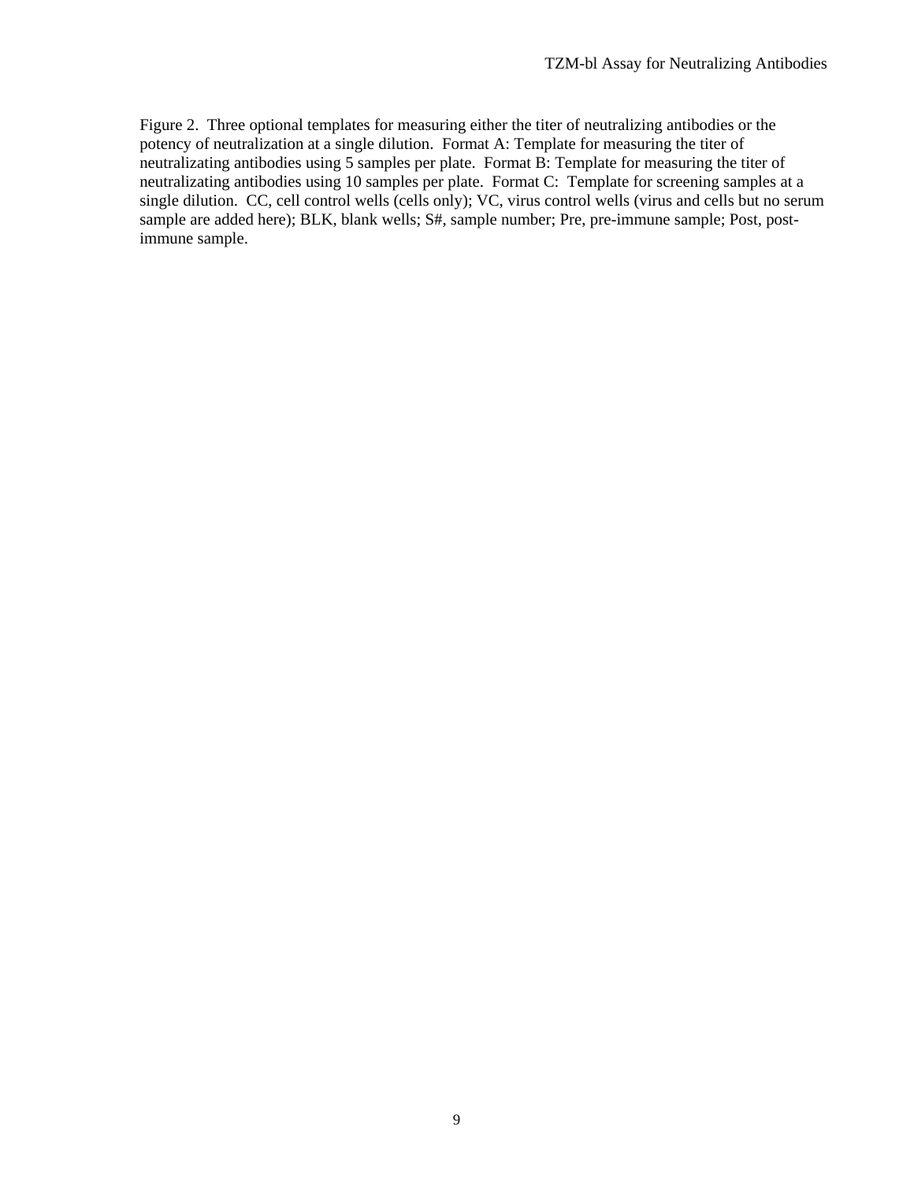Figure 2. Three optional templates for measuring either the titer of neutralizing antibodies or the potency of neutralization at a single dilution. Format A: Template for measuring the titer of neutralizating antibodies using 5 samples per plate. Format B: Template for measuring the titer of neutralizating antibodies using 10 samples per plate. Format C: Template for screening samples at a single dilution. CC, cell control wells (cells only); VC, virus control wells (virus and cells but no serum sample are added here); BLK, blank wells; S#, sample number; Pre, pre-immune sample; Post, post-immune sample.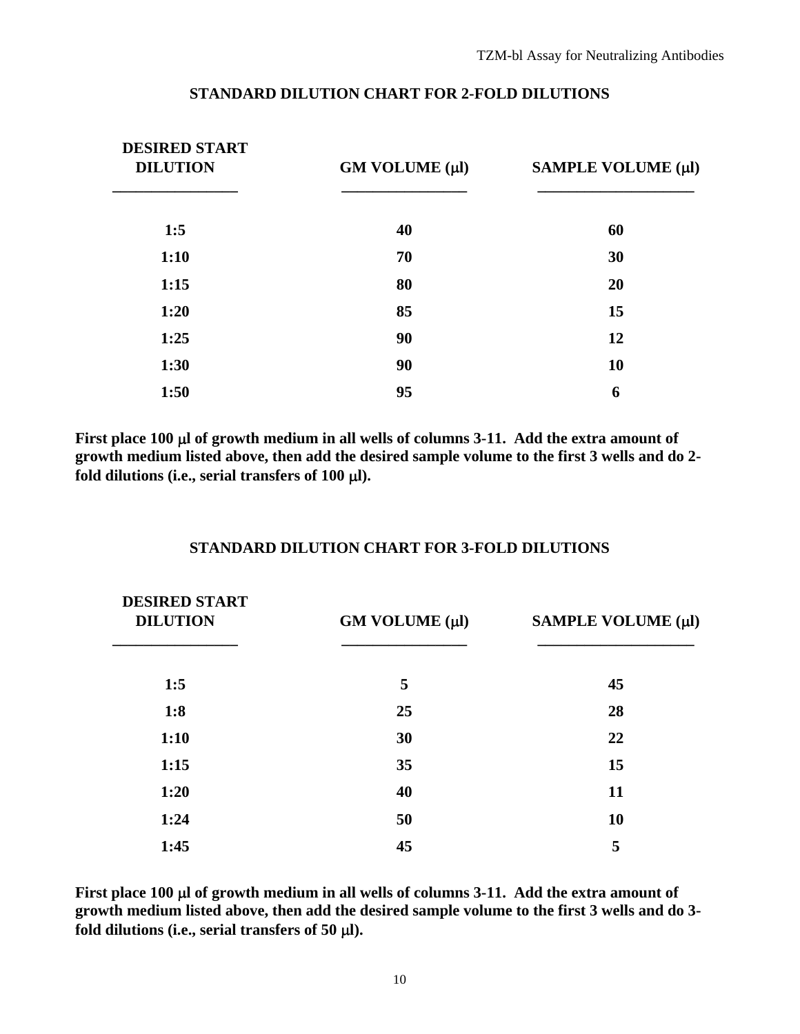## STANDARD DILUTION CHART FOR 2-FOLD DILUTIONS

| DESIRED START DILUTION | GM VOLUME (μl) | SAMPLE VOLUME (μl) |
|---|---|---|
| 1:5 | 40 | 60 |
| 1:10 | 70 | 30 |
| 1:15 | 80 | 20 |
| 1:20 | 85 | 15 |
| 1:25 | 90 | 12 |
| 1:30 | 90 | 10 |
| 1:50 | 95 | 6 |

**First place 100 μl of growth medium in all wells of columns 3-11. Add the extra amount of growth medium listed above, then add the desired sample volume to the first 3 wells and do 2-fold dilutions (i.e., serial transfers of 100 μl).**

## STANDARD DILUTION CHART FOR 3-FOLD DILUTIONS

| DESIRED START DILUTION | GM VOLUME (μl) | SAMPLE VOLUME (μl) |
|---|---|---|
| 1:5 | 5 | 45 |
| 1:8 | 25 | 28 |
| 1:10 | 30 | 22 |
| 1:15 | 35 | 15 |
| 1:20 | 40 | 11 |
| 1:24 | 50 | 10 |
| 1:45 | 45 | 5 |

**First place 100 μl of growth medium in all wells of columns 3-11. Add the extra amount of growth medium listed above, then add the desired sample volume to the first 3 wells and do 3-fold dilutions (i.e., serial transfers of 50 μl).**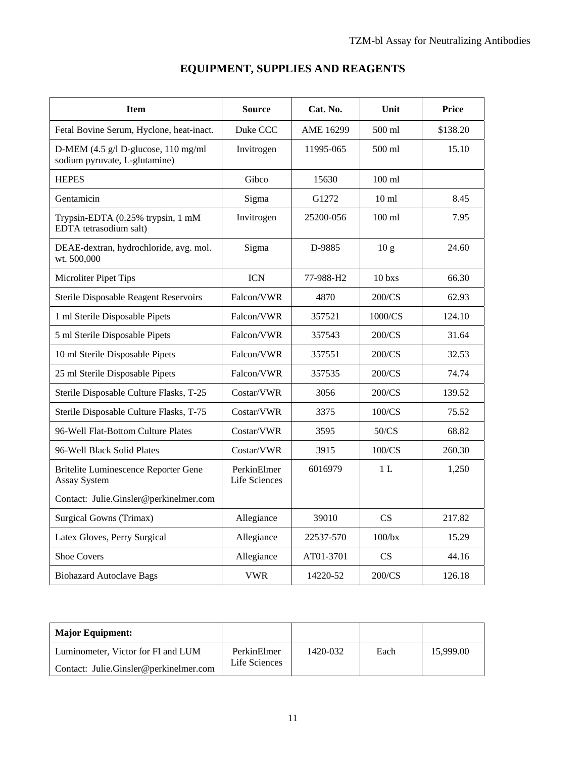## EQUIPMENT, SUPPLIES AND REAGENTS

| Item | Source | Cat. No. | Unit | Price |
|---|---|---|---|---|
| Fetal Bovine Serum, Hyclone, heat-inact. | Duke CCC | AME 16299 | 500 ml | $138.20 |
| D-MEM (4.5 g/l D-glucose, 110 mg/ml sodium pyruvate, L-glutamine) | Invitrogen | 11995-065 | 500 ml | 15.10 |
| HEPES | Gibco | 15630 | 100 ml | |
| Gentamicin | Sigma | G1272 | 10 ml | 8.45 |
| Trypsin-EDTA (0.25% trypsin, 1 mM EDTA tetrasodium salt) | Invitrogen | 25200-056 | 100 ml | 7.95 |
| DEAE-dextran, hydrochloride, avg. mol. wt. 500,000 | Sigma | D-9885 | 10 g | 24.60 |
| Microliter Pipet Tips | ICN | 77-988-H2 | 10 bxs | 66.30 |
| Sterile Disposable Reagent Reservoirs | Falcon/VWR | 4870 | 200/CS | 62.93 |
| 1 ml Sterile Disposable Pipets | Falcon/VWR | 357521 | 1000/CS | 124.10 |
| 5 ml Sterile Disposable Pipets | Falcon/VWR | 357543 | 200/CS | 31.64 |
| 10 ml Sterile Disposable Pipets | Falcon/VWR | 357551 | 200/CS | 32.53 |
| 25 ml Sterile Disposable Pipets | Falcon/VWR | 357535 | 200/CS | 74.74 |
| Sterile Disposable Culture Flasks, T-25 | Costar/VWR | 3056 | 200/CS | 139.52 |
| Sterile Disposable Culture Flasks, T-75 | Costar/VWR | 3375 | 100/CS | 75.52 |
| 96-Well Flat-Bottom Culture Plates | Costar/VWR | 3595 | 50/CS | 68.82 |
| 96-Well Black Solid Plates | Costar/VWR | 3915 | 100/CS | 260.30 |
| Britelite Luminescence Reporter Gene Assay System<br>Contact: Julie.Ginsler@perkinelmer.com | PerkinElmer Life Sciences | 6016979 | 1 L | 1,250 |
| Surgical Gowns (Trimax) | Allegiance | 39010 | CS | 217.82 |
| Latex Gloves, Perry Surgical | Allegiance | 22537-570 | 100/bx | 15.29 |
| Shoe Covers | Allegiance | AT01-3701 | CS | 44.16 |
| Biohazard Autoclave Bags | VWR | 14220-52 | 200/CS | 126.18 |

| **Major Equipment:** | | | | |
|---|---|---|---|---|
| Luminometer, Victor for FI and LUM<br>Contact: Julie.Ginsler@perkinelmer.com | PerkinElmer Life Sciences | 1420-032 | Each | 15,999.00 |